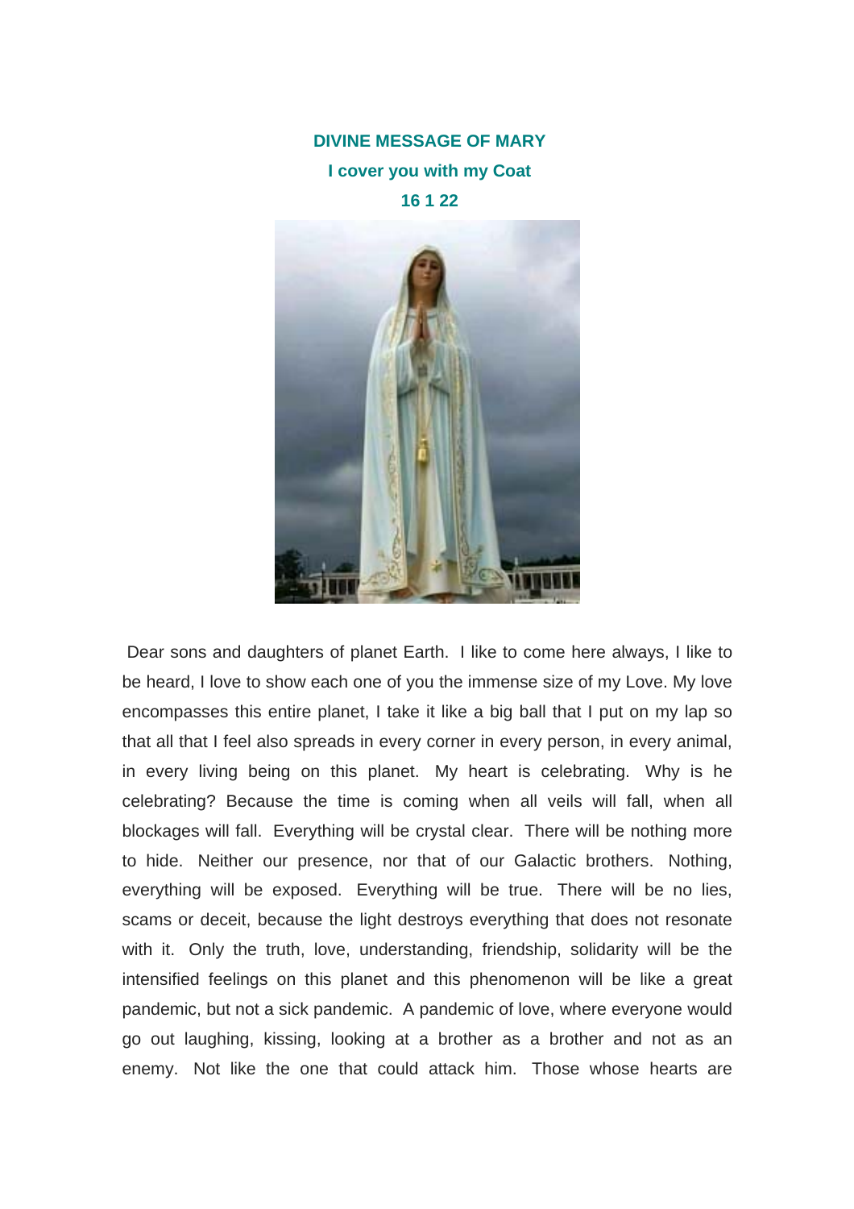# DIVINE MESSAGE OF MARY

## I cover you with my Coat

## 16 1 22

Dear sons and daughters of planet Earth. I like to come here always, I like to be heard, I love to show each one of you the immense size of my Love. My love encompasses this entire planet, I take it like a big ball that I put on my lap so that all that I feel also spreads in every corner in every person, in every animal, in every living being on this planet. My heart is celebrating. Why is he celebrating? Because the time is coming when all veils will fall, when all blockages will fall. Everything will be crystal clear. There will be nothing more to hide. Neither our presence, nor that of our Galactic brothers. Nothing, everything will be exposed. Everything will be true. There will be no lies, scams or deceit, because the light destroys everything that does not resonate with it. Only the truth, love, understanding, friendship, solidarity will be the intensified feelings on this planet and this phenomenon will be like a great pandemic, but not a sick pandemic. A pandemic of love, where everyone would go out laughing, kissing, looking at a brother as a brother and not as an enemy. Not like the one that could attack him. Those whose hearts are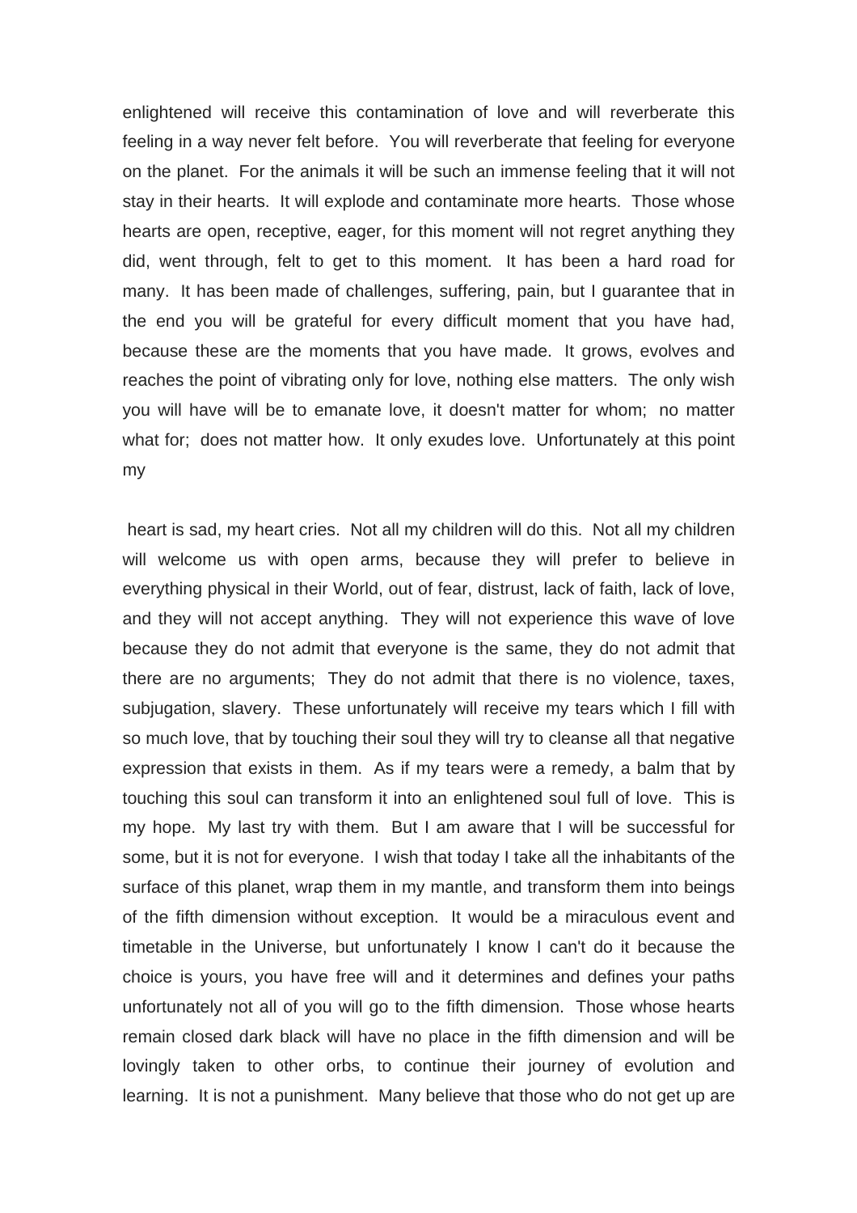enlightened will receive this contamination of love and will reverberate this feeling in a way never felt before. You will reverberate that feeling for everyone on the planet. For the animals it will be such an immense feeling that it will not stay in their hearts. It will explode and contaminate more hearts. Those whose hearts are open, receptive, eager, for this moment will not regret anything they did, went through, felt to get to this moment. It has been a hard road for many. It has been made of challenges, suffering, pain, but I guarantee that in the end you will be grateful for every difficult moment that you have had, because these are the moments that you have made. It grows, evolves and reaches the point of vibrating only for love, nothing else matters. The only wish you will have will be to emanate love, it doesn't matter for whom; no matter what for; does not matter how. It only exudes love. Unfortunately at this point my

heart is sad, my heart cries. Not all my children will do this. Not all my children will welcome us with open arms, because they will prefer to believe in everything physical in their World, out of fear, distrust, lack of faith, lack of love, and they will not accept anything. They will not experience this wave of love because they do not admit that everyone is the same, they do not admit that there are no arguments; They do not admit that there is no violence, taxes, subjugation, slavery. These unfortunately will receive my tears which I fill with so much love, that by touching their soul they will try to cleanse all that negative expression that exists in them. As if my tears were a remedy, a balm that by touching this soul can transform it into an enlightened soul full of love. This is my hope. My last try with them. But I am aware that I will be successful for some, but it is not for everyone. I wish that today I take all the inhabitants of the surface of this planet, wrap them in my mantle, and transform them into beings of the fifth dimension without exception. It would be a miraculous event and timetable in the Universe, but unfortunately I know I can't do it because the choice is yours, you have free will and it determines and defines your paths unfortunately not all of you will go to the fifth dimension. Those whose hearts remain closed dark black will have no place in the fifth dimension and will be lovingly taken to other orbs, to continue their journey of evolution and learning. It is not a punishment. Many believe that those who do not get up are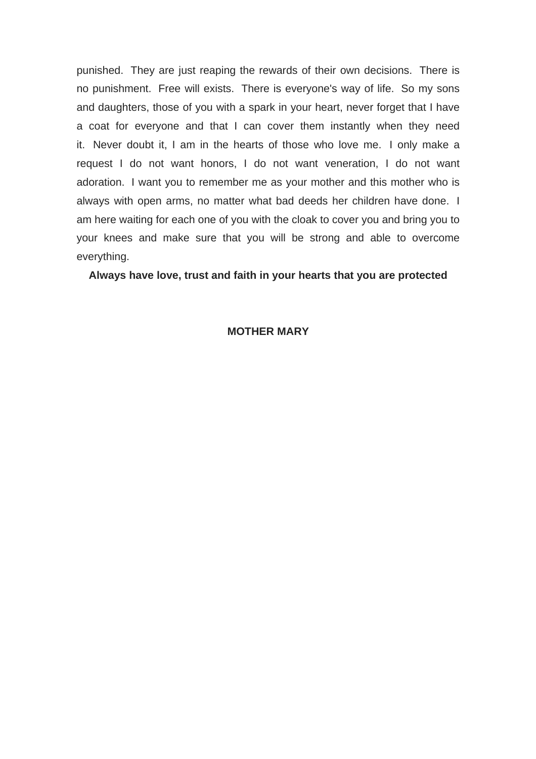punished. They are just reaping the rewards of their own decisions. There is no punishment. Free will exists. There is everyone's way of life. So my sons and daughters, those of you with a spark in your heart, never forget that I have a coat for everyone and that I can cover them instantly when they need it. Never doubt it, I am in the hearts of those who love me. I only make a request I do not want honors, I do not want veneration, I do not want adoration. I want you to remember me as your mother and this mother who is always with open arms, no matter what bad deeds her children have done. I am here waiting for each one of you with the cloak to cover you and bring you to your knees and make sure that you will be strong and able to overcome everything.

**Always have love, trust and faith in your hearts that you are protected**

**MOTHER MARY**